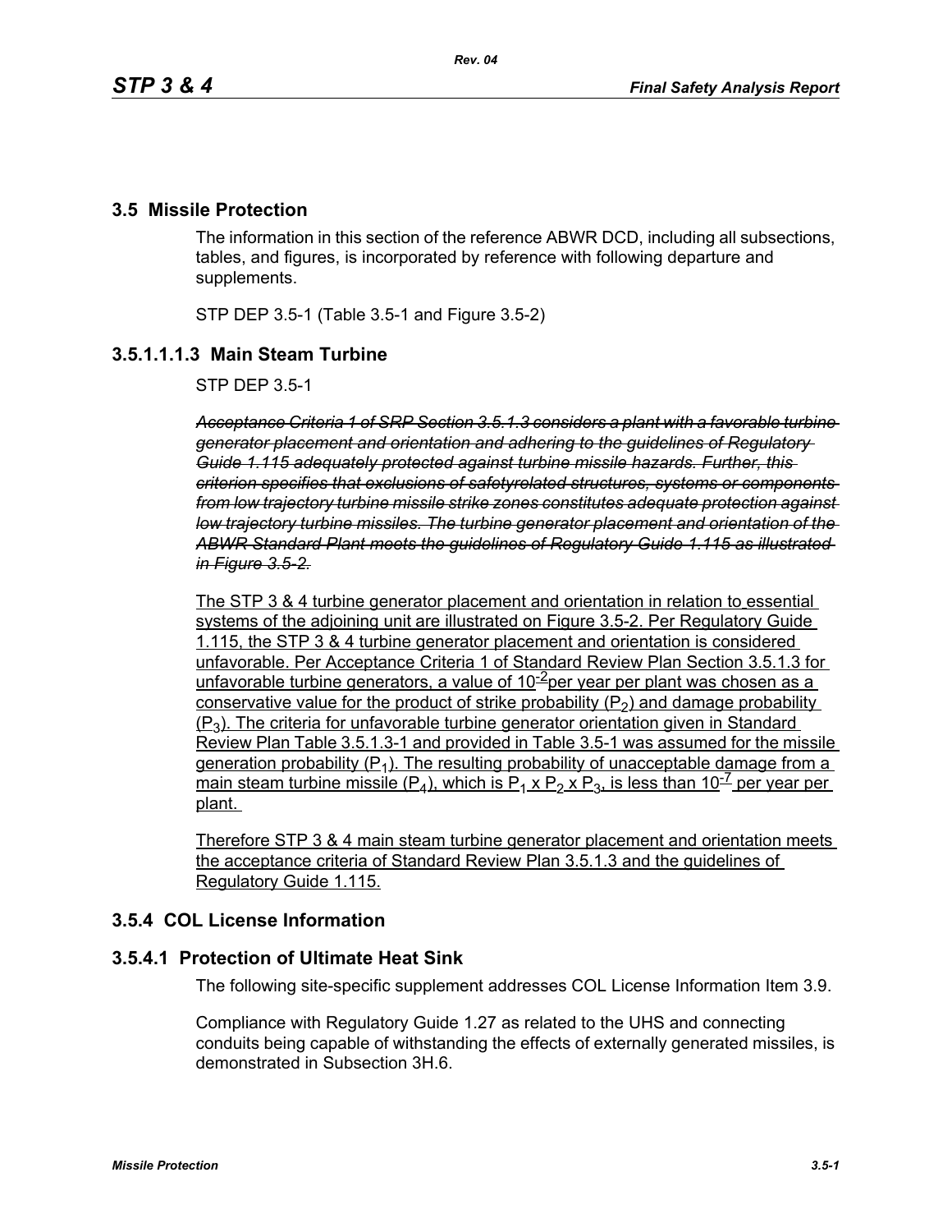## 3.5 Missile Protection

The information in this section of the reference ABWR DCD, including all subsections, tables, and figures, is incorporated by reference with following departure and supplements.

STP DEP 3.5-1 (Table 3.5-1 and Figure 3.5-2)

### 3.5.1.1.1.3 Main Steam Turbine

STP DEP 3.5-1

~~*Acceptance Criteria 1 of SRP Section 3.5.1.3 considers a plant with a favorable turbine generator placement and orientation and adhering to the guidelines of Regulatory Guide 1.115 adequately protected against turbine missile hazards. Further, this criterion specifies that exclusions of safetyrelated structures, systems or components from low trajectory turbine missile strike zones constitutes adequate protection against low trajectory turbine missiles. The turbine generator placement and orientation of the ABWR Standard Plant meets the guidelines of Regulatory Guide 1.115 as illustrated in Figure 3.5-2.*~~

The STP 3 & 4 turbine generator placement and orientation in relation to essential systems of the adjoining unit are illustrated on Figure 3.5-2. Per Regulatory Guide 1.115, the STP 3 & 4 turbine generator placement and orientation is considered unfavorable. Per Acceptance Criteria 1 of Standard Review Plan Section 3.5.1.3 for unfavorable turbine generators, a value of $10^{-2}$ per year per plant was chosen as a conservative value for the product of strike probability ($P_2$) and damage probability ($P_3$). The criteria for unfavorable turbine generator orientation given in Standard Review Plan Table 3.5.1.3-1 and provided in Table 3.5-1 was assumed for the missile generation probability ($P_1$). The resulting probability of unacceptable damage from a main steam turbine missile ($P_4$), which is $P_1$ x $P_2$ x $P_3$, is less than $10^{-7}$ per year per plant.

Therefore STP 3 & 4 main steam turbine generator placement and orientation meets the acceptance criteria of Standard Review Plan 3.5.1.3 and the guidelines of Regulatory Guide 1.115.

## 3.5.4 COL License Information

### 3.5.4.1 Protection of Ultimate Heat Sink

The following site-specific supplement addresses COL License Information Item 3.9.

Compliance with Regulatory Guide 1.27 as related to the UHS and connecting conduits being capable of withstanding the effects of externally generated missiles, is demonstrated in Subsection 3H.6.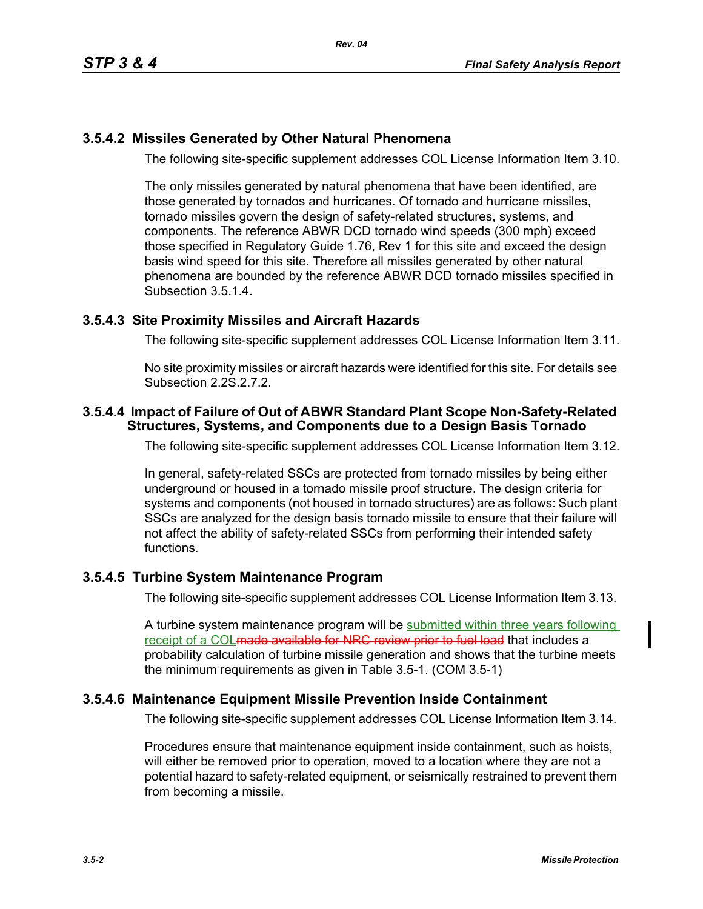### 3.5.4.2 Missiles Generated by Other Natural Phenomena

The following site-specific supplement addresses COL License Information Item 3.10.

The only missiles generated by natural phenomena that have been identified, are those generated by tornados and hurricanes. Of tornado and hurricane missiles, tornado missiles govern the design of safety-related structures, systems, and components. The reference ABWR DCD tornado wind speeds (300 mph) exceed those specified in Regulatory Guide 1.76, Rev 1 for this site and exceed the design basis wind speed for this site. Therefore all missiles generated by other natural phenomena are bounded by the reference ABWR DCD tornado missiles specified in Subsection 3.5.1.4.

### 3.5.4.3 Site Proximity Missiles and Aircraft Hazards

The following site-specific supplement addresses COL License Information Item 3.11.

No site proximity missiles or aircraft hazards were identified for this site. For details see Subsection 2.2S.2.7.2.

### 3.5.4.4 Impact of Failure of Out of ABWR Standard Plant Scope Non-Safety-Related Structures, Systems, and Components due to a Design Basis Tornado

The following site-specific supplement addresses COL License Information Item 3.12.

In general, safety-related SSCs are protected from tornado missiles by being either underground or housed in a tornado missile proof structure. The design criteria for systems and components (not housed in tornado structures) are as follows: Such plant SSCs are analyzed for the design basis tornado missile to ensure that their failure will not affect the ability of safety-related SSCs from performing their intended safety functions.

### 3.5.4.5 Turbine System Maintenance Program

The following site-specific supplement addresses COL License Information Item 3.13.

A turbine system maintenance program will be submitted within three years following receipt of a COL~~made available for NRC review prior to fuel load~~ that includes a probability calculation of turbine missile generation and shows that the turbine meets the minimum requirements as given in Table 3.5-1. (COM 3.5-1)

### 3.5.4.6 Maintenance Equipment Missile Prevention Inside Containment

The following site-specific supplement addresses COL License Information Item 3.14.

Procedures ensure that maintenance equipment inside containment, such as hoists, will either be removed prior to operation, moved to a location where they are not a potential hazard to safety-related equipment, or seismically restrained to prevent them from becoming a missile.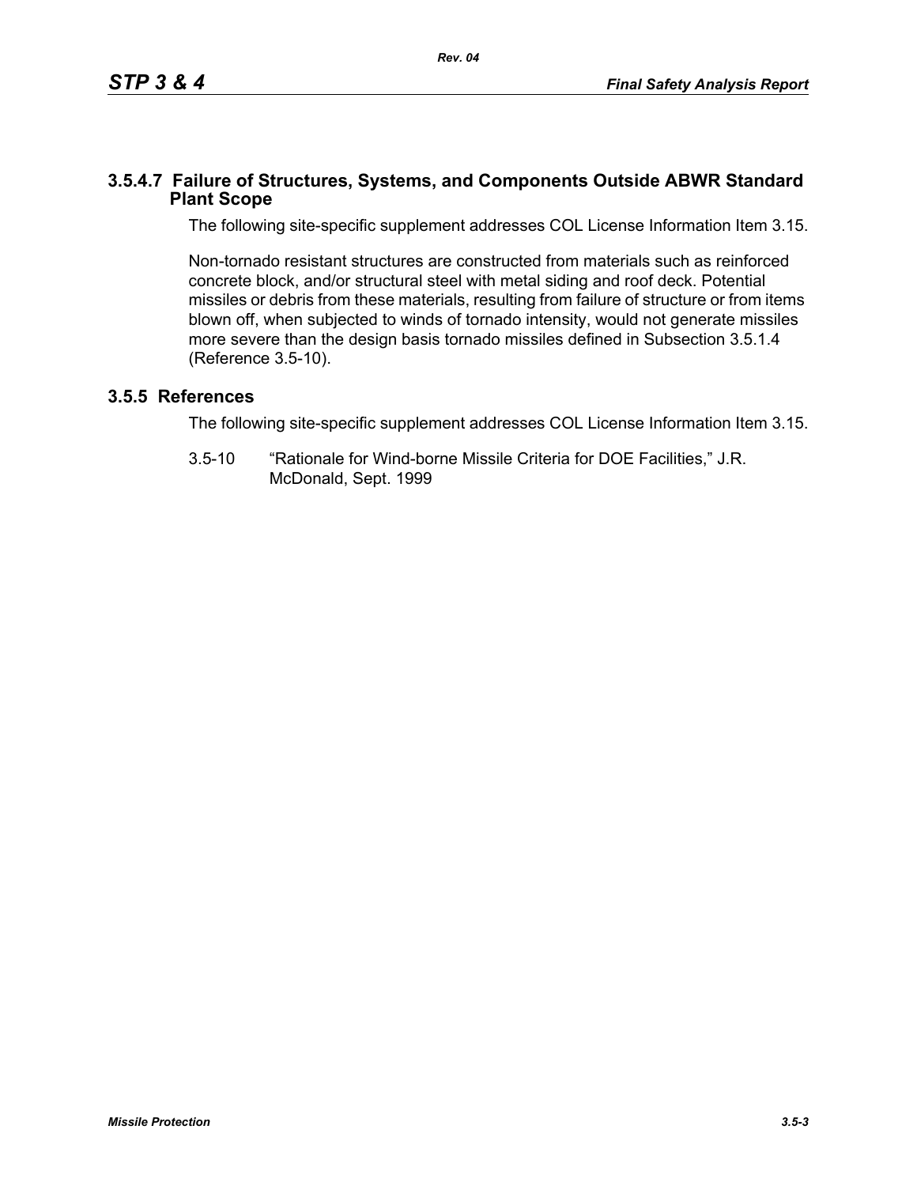### 3.5.4.7 Failure of Structures, Systems, and Components Outside ABWR Standard Plant Scope

The following site-specific supplement addresses COL License Information Item 3.15.

Non-tornado resistant structures are constructed from materials such as reinforced concrete block, and/or structural steel with metal siding and roof deck. Potential missiles or debris from these materials, resulting from failure of structure or from items blown off, when subjected to winds of tornado intensity, would not generate missiles more severe than the design basis tornado missiles defined in Subsection 3.5.1.4 (Reference 3.5-10).

## 3.5.5 References

The following site-specific supplement addresses COL License Information Item 3.15.

3.5-10 "Rationale for Wind-borne Missile Criteria for DOE Facilities," J.R. McDonald, Sept. 1999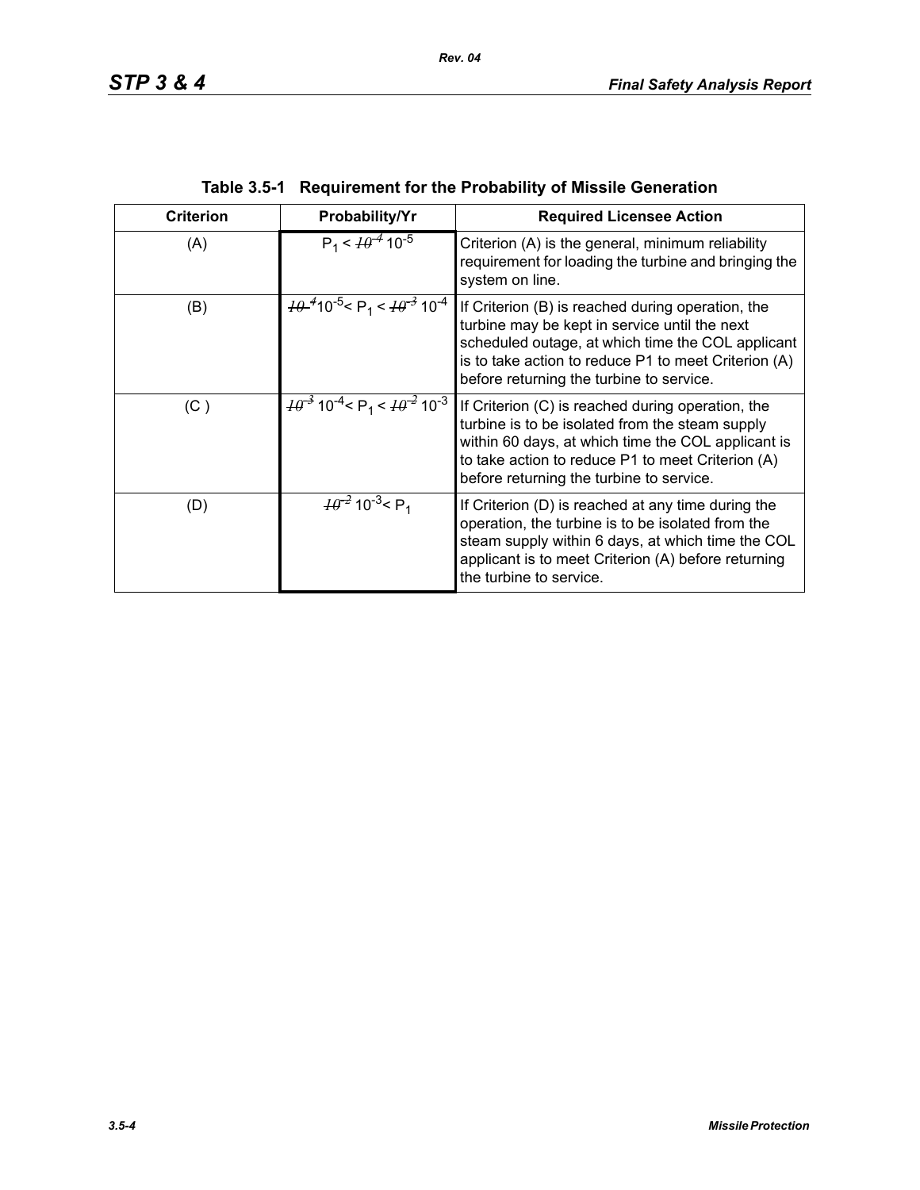**Table 3.5-1 Requirement for the Probability of Missile Generation**

| Criterion | Probability/Yr | Required Licensee Action |
|---|---|---|
| (A) | $P_1 <$ ~~$10^{-4}$~~ $10^{-5}$ | Criterion (A) is the general, minimum reliability requirement for loading the turbine and bringing the system on line. |
| (B) | ~~$10^{-4}$~~ $10^{-5} < P_1 <$ ~~$10^{-3}$~~ $10^{-4}$ | If Criterion (B) is reached during operation, the turbine may be kept in service until the next scheduled outage, at which time the COL applicant is to take action to reduce P1 to meet Criterion (A) before returning the turbine to service. |
| (C ) | ~~$10^{-3}$~~ $10^{-4} < P_1 <$ ~~$10^{-2}$~~ $10^{-3}$ | If Criterion (C) is reached during operation, the turbine is to be isolated from the steam supply within 60 days, at which time the COL applicant is to take action to reduce P1 to meet Criterion (A) before returning the turbine to service. |
| (D) | ~~$10^{-2}$~~ $10^{-3} < P_1$ | If Criterion (D) is reached at any time during the operation, the turbine is to be isolated from the steam supply within 6 days, at which time the COL applicant is to meet Criterion (A) before returning the turbine to service. |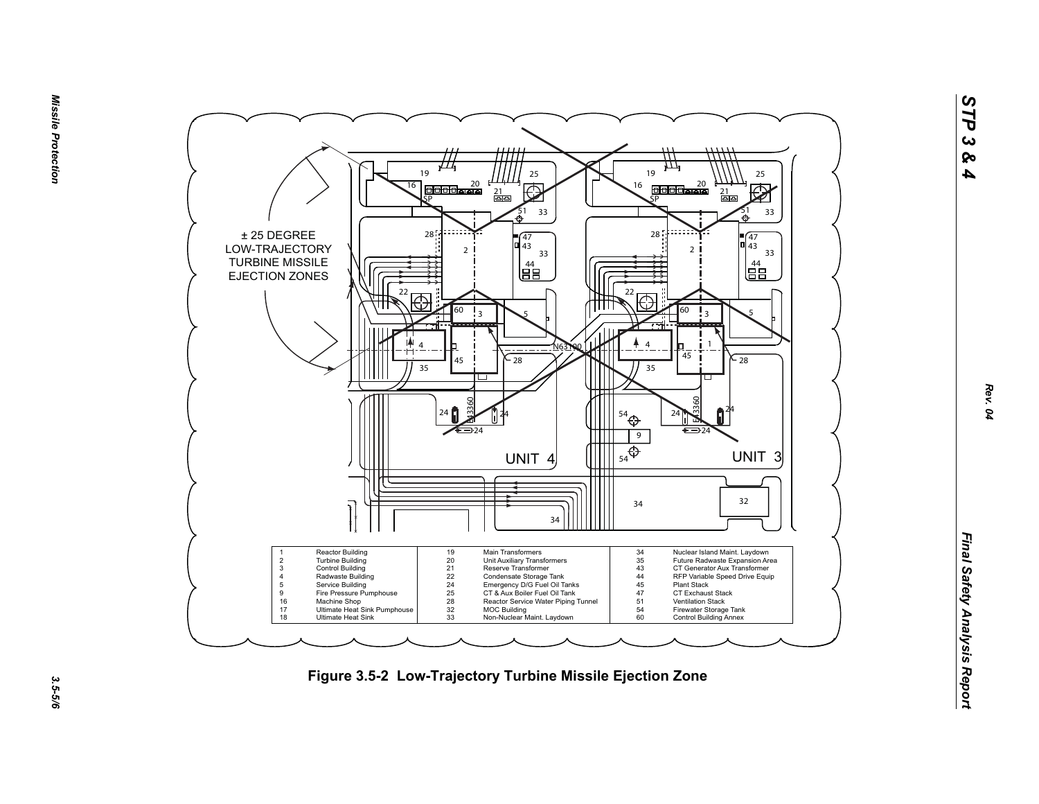± 25 DEGREE
LOW-TRAJECTORY
TURBINE MISSILE
EJECTION ZONES

UNIT 4

UNIT 3

| | | | | | |
|---|---|---|---|---|---|
| 1 | Reactor Building | 19 | Main Transformers | 34 | Nuclear Island Maint. Laydown |
| 2 | Turbine Building | 20 | Unit Auxiliary Transformers | 35 | Future Radwaste Expansion Area |
| 3 | Control Building | 21 | Reserve Transformer | 43 | CT Generator Aux Transformer |
| 4 | Radwaste Building | 22 | Condensate Storage Tank | 44 | RFP Variable Speed Drive Equip |
| 5 | Service Building | 24 | Emergency D/G Fuel Oil Tanks | 45 | Plant Stack |
| 9 | Fire Pressure Pumphouse | 25 | CT & Aux Boiler Fuel Oil Tank | 47 | CT Exhaust Stack |
| 16 | Machine Shop | 28 | Reactor Service Water Piping Tunnel | 51 | Ventilation Stack |
| 17 | Ultimate Heat Sink Pumphouse | 32 | MOC Building | 54 | Firewater Storage Tank |
| 18 | Ultimate Heat Sink | 33 | Non-Nuclear Maint. Laydown | 60 | Control Building Annex |

**Figure 3.5-2 Low-Trajectory Turbine Missile Ejection Zone**